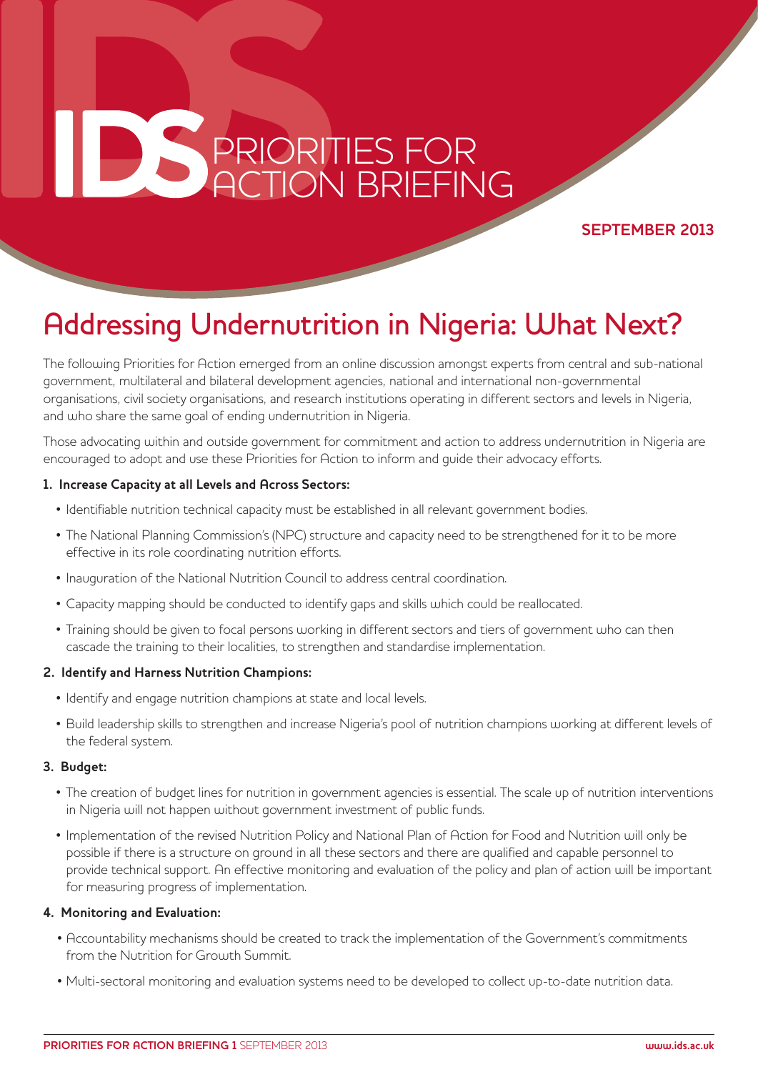# IDS PRIORITIES FOR ACTION BRIEFING

**SEPTEMBER 2013**

## Addressing Undernutrition in Nigeria: What Next?

The following Priorities for Action emerged from an online discussion amongst experts from central and sub-national government, multilateral and bilateral development agencies, national and international non-governmental organisations, civil society organisations, and research institutions operating in different sectors and levels in Nigeria, and who share the same goal of ending undernutrition in Nigeria.

Those advocating within and outside government for commitment and action to address undernutrition in Nigeria are encouraged to adopt and use these Priorities for Action to inform and guide their advocacy efforts.

**1. Increase Capacity at all Levels and Across Sectors:**

- Identifiable nutrition technical capacity must be established in all relevant government bodies.
- The National Planning Commission's (NPC) structure and capacity need to be strengthened for it to be more effective in its role coordinating nutrition efforts.
- Inauguration of the National Nutrition Council to address central coordination.
- Capacity mapping should be conducted to identify gaps and skills which could be reallocated.
- Training should be given to focal persons working in different sectors and tiers of government who can then cascade the training to their localities, to strengthen and standardise implementation.

**2. Identify and Harness Nutrition Champions:**

- Identify and engage nutrition champions at state and local levels.
- Build leadership skills to strengthen and increase Nigeria's pool of nutrition champions working at different levels of the federal system.

**3. Budget:**

- The creation of budget lines for nutrition in government agencies is essential. The scale up of nutrition interventions in Nigeria will not happen without government investment of public funds.
- Implementation of the revised Nutrition Policy and National Plan of Action for Food and Nutrition will only be possible if there is a structure on ground in all these sectors and there are qualified and capable personnel to provide technical support. An effective monitoring and evaluation of the policy and plan of action will be important for measuring progress of implementation.

**4. Monitoring and Evaluation:**

- Accountability mechanisms should be created to track the implementation of the Government's commitments from the Nutrition for Growth Summit.
- Multi-sectoral monitoring and evaluation systems need to be developed to collect up-to-date nutrition data.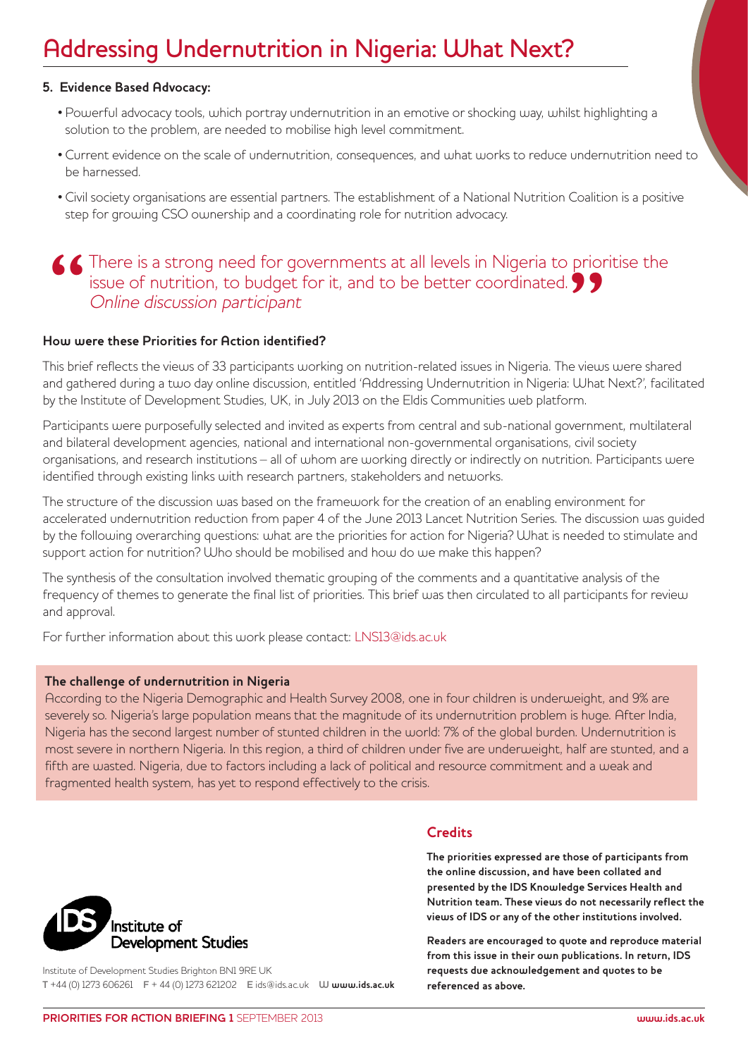# Addressing Undernutrition in Nigeria: What Next?

**5. Evidence Based Advocacy:**

- Powerful advocacy tools, which portray undernutrition in an emotive or shocking way, whilst highlighting a solution to the problem, are needed to mobilise high level commitment.
- Current evidence on the scale of undernutrition, consequences, and what works to reduce undernutrition need to be harnessed.
- Civil society organisations are essential partners. The establishment of a National Nutrition Coalition is a positive step for growing CSO ownership and a coordinating role for nutrition advocacy.

> "There is a strong need for governments at all levels in Nigeria to prioritise the issue of nutrition, to budget for it, and to be better coordinated."
> *Online discussion participant*

**How were these Priorities for Action identified?**

This brief reflects the views of 33 participants working on nutrition-related issues in Nigeria. The views were shared and gathered during a two day online discussion, entitled 'Addressing Undernutrition in Nigeria: What Next?', facilitated by the Institute of Development Studies, UK, in July 2013 on the Eldis Communities web platform.

Participants were purposefully selected and invited as experts from central and sub-national government, multilateral and bilateral development agencies, national and international non-governmental organisations, civil society organisations, and research institutions – all of whom are working directly or indirectly on nutrition. Participants were identified through existing links with research partners, stakeholders and networks.

The structure of the discussion was based on the framework for the creation of an enabling environment for accelerated undernutrition reduction from paper 4 of the June 2013 Lancet Nutrition Series. The discussion was guided by the following overarching questions: what are the priorities for action for Nigeria? What is needed to stimulate and support action for nutrition? Who should be mobilised and how do we make this happen?

The synthesis of the consultation involved thematic grouping of the comments and a quantitative analysis of the frequency of themes to generate the final list of priorities. This brief was then circulated to all participants for review and approval.

For further information about this work please contact: LNS13@ids.ac.uk

**The challenge of undernutrition in Nigeria**

According to the Nigeria Demographic and Health Survey 2008, one in four children is underweight, and 9% are severely so. Nigeria's large population means that the magnitude of its undernutrition problem is huge. After India, Nigeria has the second largest number of stunted children in the world: 7% of the global burden. Undernutrition is most severe in northern Nigeria. In this region, a third of children under five are underweight, half are stunted, and a fifth are wasted. Nigeria, due to factors including a lack of political and resource commitment and a weak and fragmented health system, has yet to respond effectively to the crisis.

## Credits

**The priorities expressed are those of participants from the online discussion, and have been collated and presented by the IDS Knowledge Services Health and Nutrition team. These views do not necessarily reflect the views of IDS or any of the other institutions involved.**

**Readers are encouraged to quote and reproduce material from this issue in their own publications. In return, IDS requests due acknowledgement and quotes to be referenced as above.**

IDS Institute of Development Studies

Institute of Development Studies Brighton BN1 9RE UK
T +44 (0) 1273 606261 F + 44 (0) 1273 621202 E ids@ids.ac.uk W **www.ids.ac.uk**

**PRIORITIES FOR ACTION BRIEFING 1** SEPTEMBER 2013